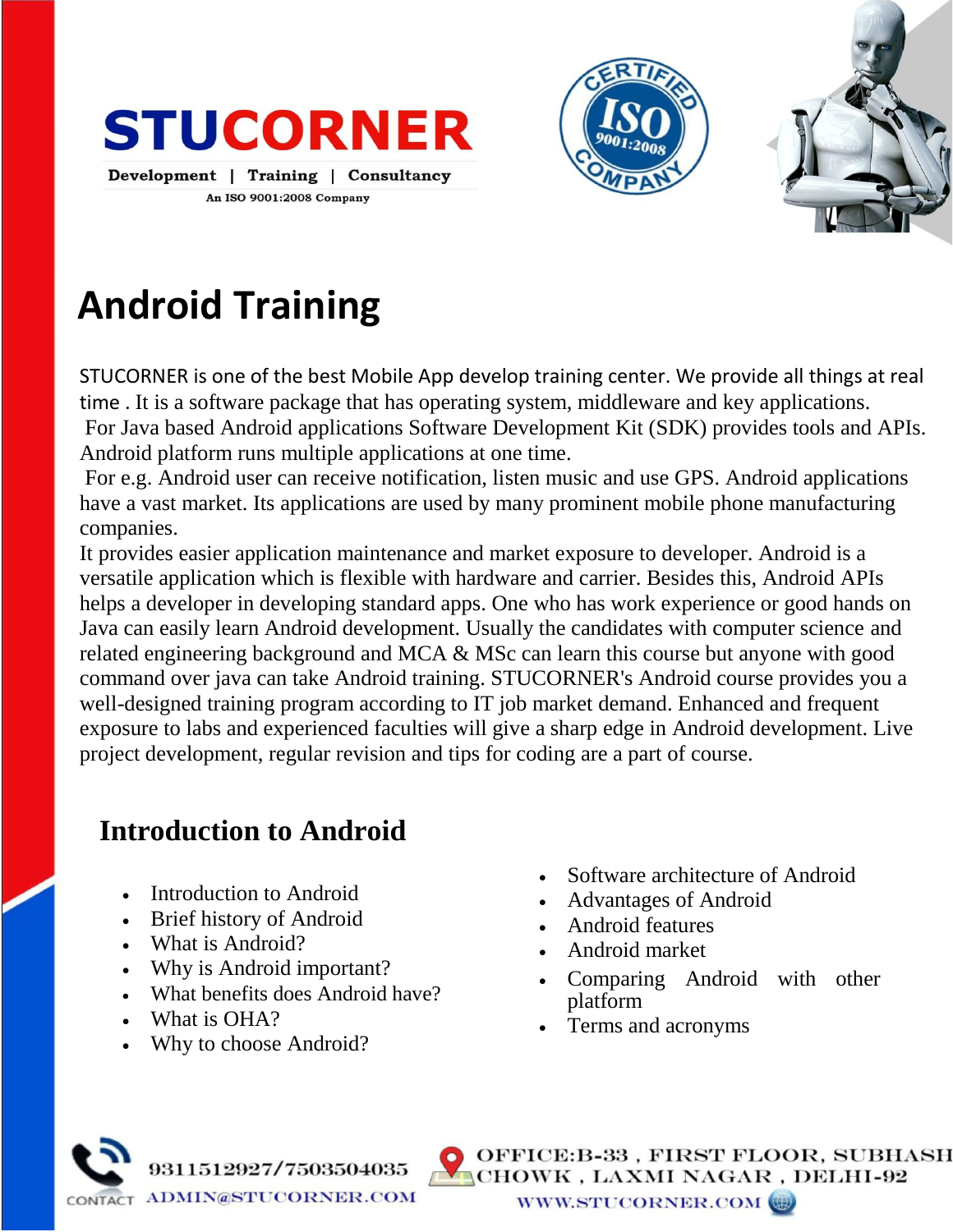STUCORNER

Development | Training | Consultancy

An ISO 9001:2008 Company

# Android Training

STUCORNER is one of the best Mobile App develop training center. We provide all things at real time . It is a software package that has operating system, middleware and key applications.
For Java based Android applications Software Development Kit (SDK) provides tools and APIs. Android platform runs multiple applications at one time.
For e.g. Android user can receive notification, listen music and use GPS. Android applications have a vast market. Its applications are used by many prominent mobile phone manufacturing companies.
It provides easier application maintenance and market exposure to developer. Android is a versatile application which is flexible with hardware and carrier. Besides this, Android APIs helps a developer in developing standard apps. One who has work experience or good hands on Java can easily learn Android development. Usually the candidates with computer science and related engineering background and MCA & MSc can learn this course but anyone with good command over java can take Android training. STUCORNER's Android course provides you a well-designed training program according to IT job market demand. Enhanced and frequent exposure to labs and experienced faculties will give a sharp edge in Android development. Live project development, regular revision and tips for coding are a part of course.

## Introduction to Android

- Introduction to Android
- Brief history of Android
- What is Android?
- Why is Android important?
- What benefits does Android have?
- What is OHA?
- Why to choose Android?
- Software architecture of Android
- Advantages of Android
- Android features
- Android market
- Comparing Android with other platform
- Terms and acronyms

CONTACT 9311512927/7503504035 ADMIN@STUCORNER.COM

OFFICE:B-33 , FIRST FLOOR, SUBHASH CHOWK , LAXMI NAGAR , DELHI-92

WWW.STUCORNER.COM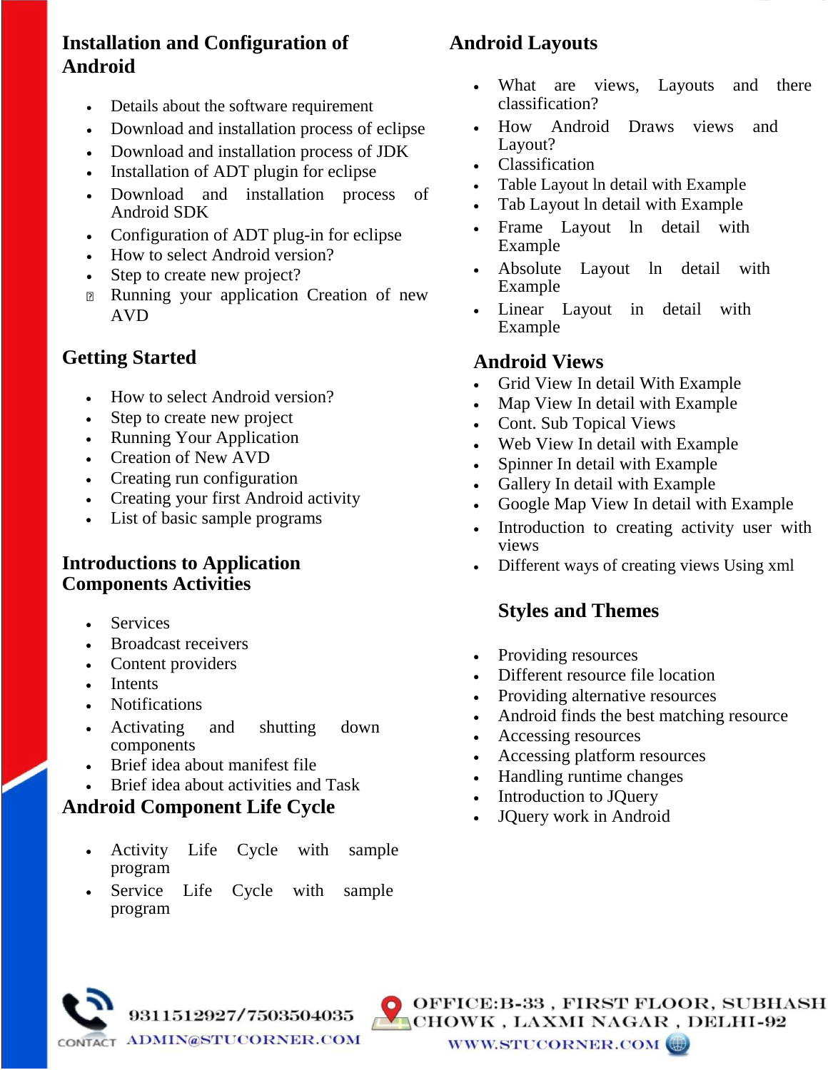## Installation and Configuration of Android

- Details about the software requirement
- Download and installation process of eclipse
- Download and installation process of JDK
- Installation of ADT plugin for eclipse
- Download and installation process of Android SDK
- Configuration of ADT plug-in for eclipse
- How to select Android version?
- Step to create new project?
- Running your application Creation of new AVD

## Getting Started

- How to select Android version?
- Step to create new project
- Running Your Application
- Creation of New AVD
- Creating run configuration
- Creating your first Android activity
- List of basic sample programs

## Introductions to Application Components Activities

- Services
- Broadcast receivers
- Content providers
- Intents
- Notifications
- Activating and shutting down components
- Brief idea about manifest file
- Brief idea about activities and Task

## Android Component Life Cycle

- Activity Life Cycle with sample program
- Service Life Cycle with sample program

## Android Layouts

- What are views, Layouts and there classification?
- How Android Draws views and Layout?
- Classification
- Table Layout ln detail with Example
- Tab Layout ln detail with Example
- Frame Layout ln detail with Example
- Absolute Layout ln detail with Example
- Linear Layout in detail with Example

## Android Views

- Grid View In detail With Example
- Map View In detail with Example
- Cont. Sub Topical Views
- Web View In detail with Example
- Spinner In detail with Example
- Gallery In detail with Example
- Google Map View In detail with Example
- Introduction to creating activity user with views
- Different ways of creating views Using xml

## Styles and Themes

- Providing resources
- Different resource file location
- Providing alternative resources
- Android finds the best matching resource
- Accessing resources
- Accessing platform resources
- Handling runtime changes
- Introduction to JQuery
- JQuery work in Android

CONTACT 9311512927/7503504035 ADMIN@STUCORNER.COM

OFFICE:B-33 , FIRST FLOOR, SUBHASH CHOWK , LAXMI NAGAR , DELHI-92

WWW.STUCORNER.COM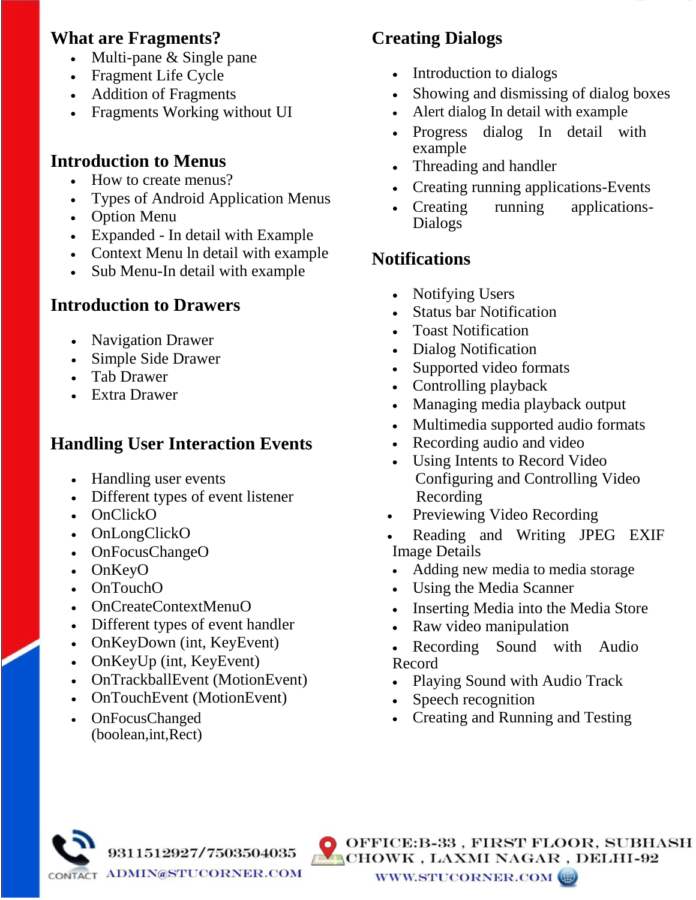## What are Fragments?

- Multi-pane & Single pane
- Fragment Life Cycle
- Addition of Fragments
- Fragments Working without UI

## Introduction to Menus

- How to create menus?
- Types of Android Application Menus
- Option Menu
- Expanded - In detail with Example
- Context Menu ln detail with example
- Sub Menu-In detail with example

## Introduction to Drawers

- Navigation Drawer
- Simple Side Drawer
- Tab Drawer
- Extra Drawer

## Handling User Interaction Events

- Handling user events
- Different types of event listener
- OnClickO
- OnLongClickO
- OnFocusChangeO
- OnKeyO
- OnTouchO
- OnCreateContextMenuO
- Different types of event handler
- OnKeyDown (int, KeyEvent)
- OnKeyUp (int, KeyEvent)
- OnTrackballEvent (MotionEvent)
- OnTouchEvent (MotionEvent)
- OnFocusChanged (boolean,int,Rect)

## Creating Dialogs

- Introduction to dialogs
- Showing and dismissing of dialog boxes
- Alert dialog In detail with example
- Progress dialog In detail with example
- Threading and handler
- Creating running applications-Events
- Creating running applications-Dialogs

## Notifications

- Notifying Users
- Status bar Notification
- Toast Notification
- Dialog Notification
- Supported video formats
- Controlling playback
- Managing media playback output
- Multimedia supported audio formats
- Recording audio and video
- Using Intents to Record Video Configuring and Controlling Video Recording
- Previewing Video Recording
- Reading and Writing JPEG EXIF Image Details
- Adding new media to media storage
- Using the Media Scanner
- Inserting Media into the Media Store
- Raw video manipulation
- Recording Sound with Audio Record
- Playing Sound with Audio Track
- Speech recognition
- Creating and Running and Testing

CONTACT 9311512927/7503504035 ADMIN@STUCORNER.COM

OFFICE:B-33 , FIRST FLOOR, SUBHASH CHOWK , LAXMI NAGAR , DELHI-92 WWW.STUCORNER.COM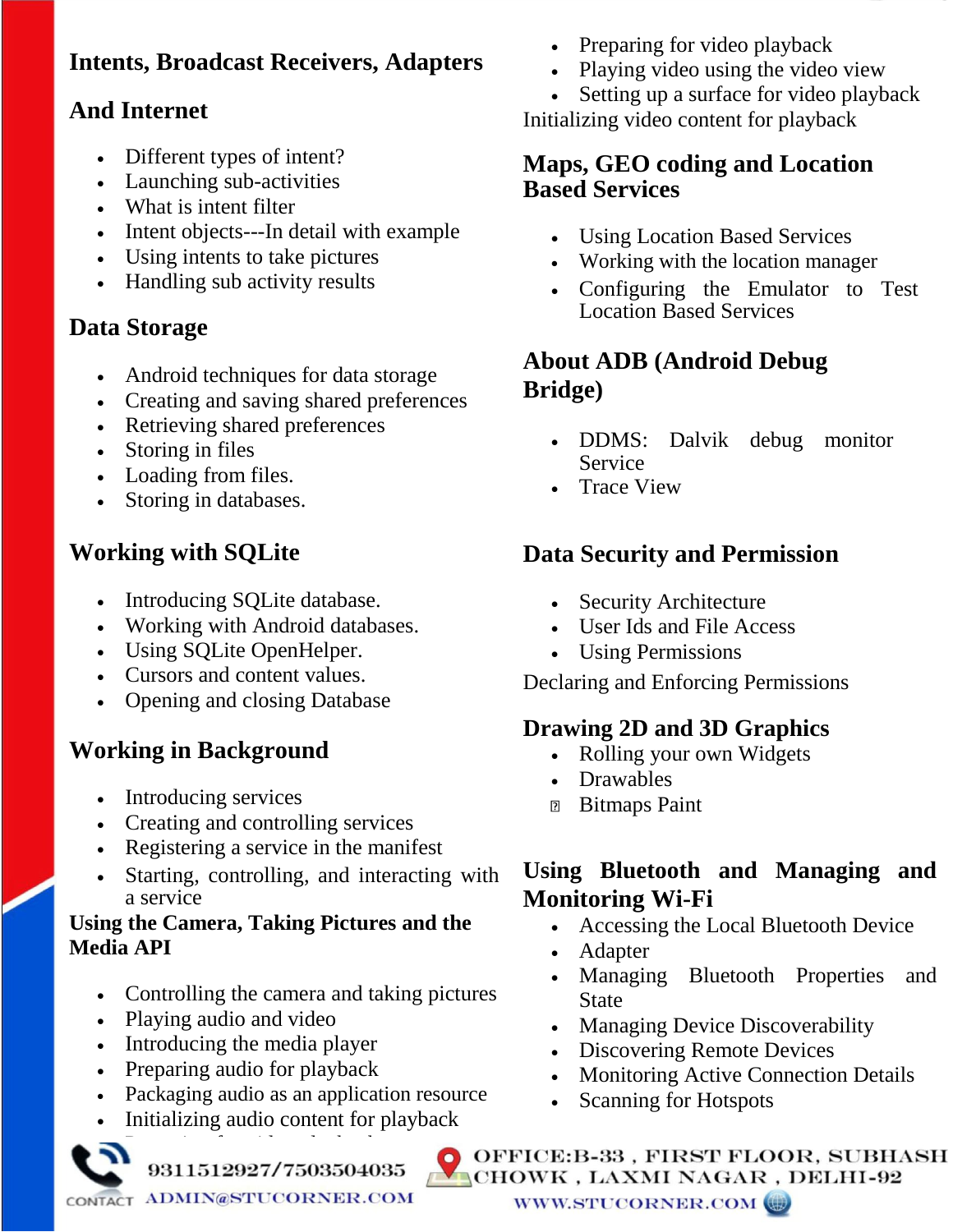## Intents, Broadcast Receivers, Adapters And Internet

- Different types of intent?
- Launching sub-activities
- What is intent filter
- Intent objects---In detail with example
- Using intents to take pictures
- Handling sub activity results

## Data Storage

- Android techniques for data storage
- Creating and saving shared preferences
- Retrieving shared preferences
- Storing in files
- Loading from files.
- Storing in databases.

## Working with SQLite

- Introducing SQLite database.
- Working with Android databases.
- Using SQLite OpenHelper.
- Cursors and content values.
- Opening and closing Database

## Working in Background

- Introducing services
- Creating and controlling services
- Registering a service in the manifest
- Starting, controlling, and interacting with a service

## Using the Camera, Taking Pictures and the Media API

- Controlling the camera and taking pictures
- Playing audio and video
- Introducing the media player
- Preparing audio for playback
- Packaging audio as an application resource
- Initializing audio content for playback
- Preparing for video playback
- Playing video using the video view
- Setting up a surface for video playback

Initializing video content for playback

## Maps, GEO coding and Location Based Services

- Using Location Based Services
- Working with the location manager
- Configuring the Emulator to Test Location Based Services

## About ADB (Android Debug Bridge)

- DDMS: Dalvik debug monitor Service
- Trace View

## Data Security and Permission

- Security Architecture
- User Ids and File Access
- Using Permissions

Declaring and Enforcing Permissions

## Drawing 2D and 3D Graphics

- Rolling your own Widgets
- Drawables
- Bitmaps Paint

## Using Bluetooth and Managing and Monitoring Wi-Fi

- Accessing the Local Bluetooth Device
- Adapter
- Managing Bluetooth Properties and State
- Managing Device Discoverability
- Discovering Remote Devices
- Monitoring Active Connection Details
- Scanning for Hotspots

CONTACT 9311512927/7503504035 ADMIN@STUCORNER.COM

OFFICE:B-33 , FIRST FLOOR, SUBHASH CHOWK , LAXMI NAGAR , DELHI-92

WWW.STUCORNER.COM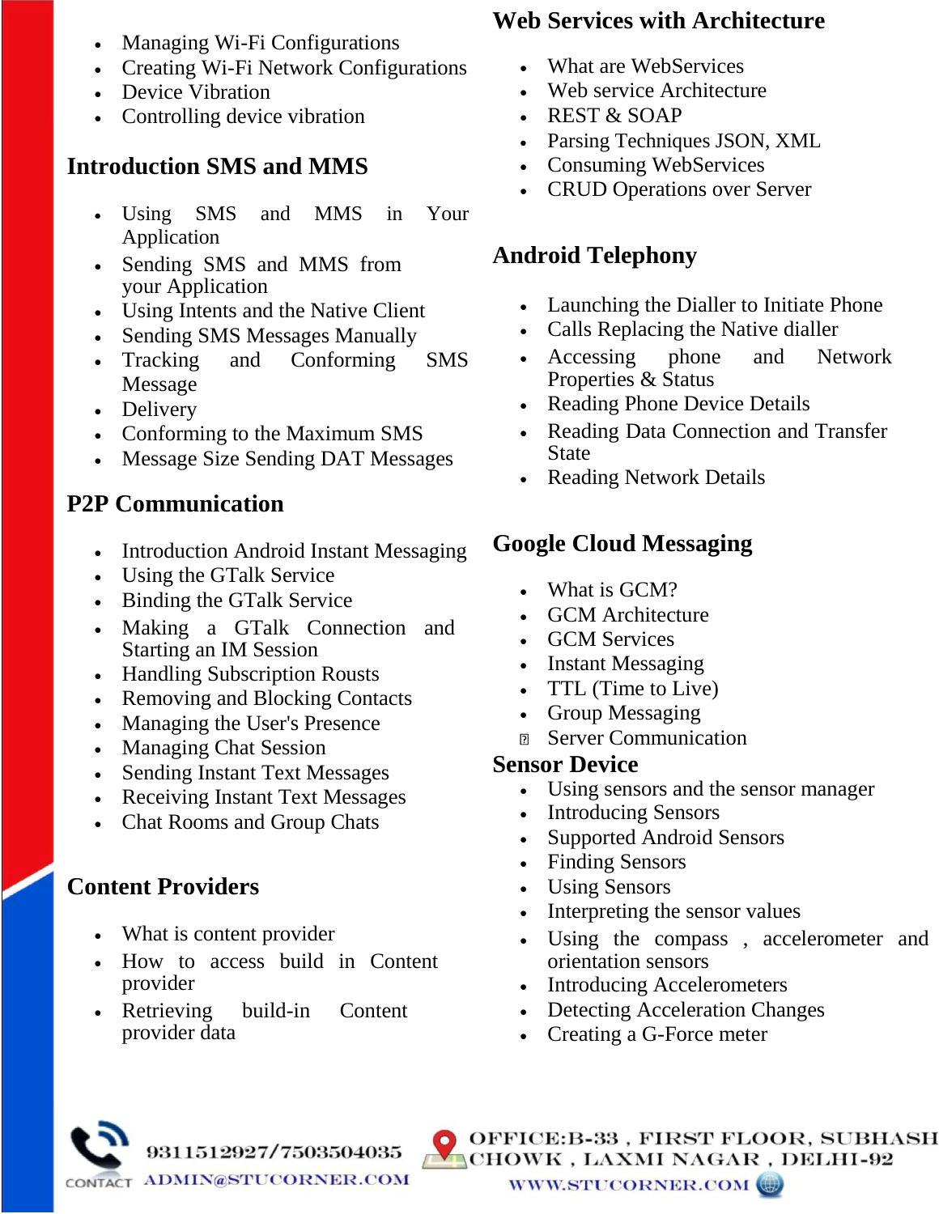- Managing Wi-Fi Configurations
- Creating Wi-Fi Network Configurations
- Device Vibration
- Controlling device vibration

## Introduction SMS and MMS

- Using SMS and MMS in Your Application
- Sending SMS and MMS from your Application
- Using Intents and the Native Client
- Sending SMS Messages Manually
- Tracking and Conforming SMS Message
- Delivery
- Conforming to the Maximum SMS
- Message Size Sending DAT Messages

## P2P Communication

- Introduction Android Instant Messaging
- Using the GTalk Service
- Binding the GTalk Service
- Making a GTalk Connection and Starting an IM Session
- Handling Subscription Rousts
- Removing and Blocking Contacts
- Managing the User's Presence
- Managing Chat Session
- Sending Instant Text Messages
- Receiving Instant Text Messages
- Chat Rooms and Group Chats

## Content Providers

- What is content provider
- How to access build in Content provider
- Retrieving build-in Content provider data

## Web Services with Architecture

- What are WebServices
- Web service Architecture
- REST & SOAP
- Parsing Techniques JSON, XML
- Consuming WebServices
- CRUD Operations over Server

## Android Telephony

- Launching the Dialler to Initiate Phone
- Calls Replacing the Native dialler
- Accessing phone and Network Properties & Status
- Reading Phone Device Details
- Reading Data Connection and Transfer State
- Reading Network Details

## Google Cloud Messaging

- What is GCM?
- GCM Architecture
- GCM Services
- Instant Messaging
- TTL (Time to Live)
- Group Messaging
- Server Communication

## Sensor Device

- Using sensors and the sensor manager
- Introducing Sensors
- Supported Android Sensors
- Finding Sensors
- Using Sensors
- Interpreting the sensor values
- Using the compass , accelerometer and orientation sensors
- Introducing Accelerometers
- Detecting Acceleration Changes
- Creating a G-Force meter

CONTACT 9311512927/7503504035 ADMIN@STUCORNER.COM

OFFICE:B-33 , FIRST FLOOR, SUBHASH CHOWK , LAXMI NAGAR , DELHI-92

WWW.STUCORNER.COM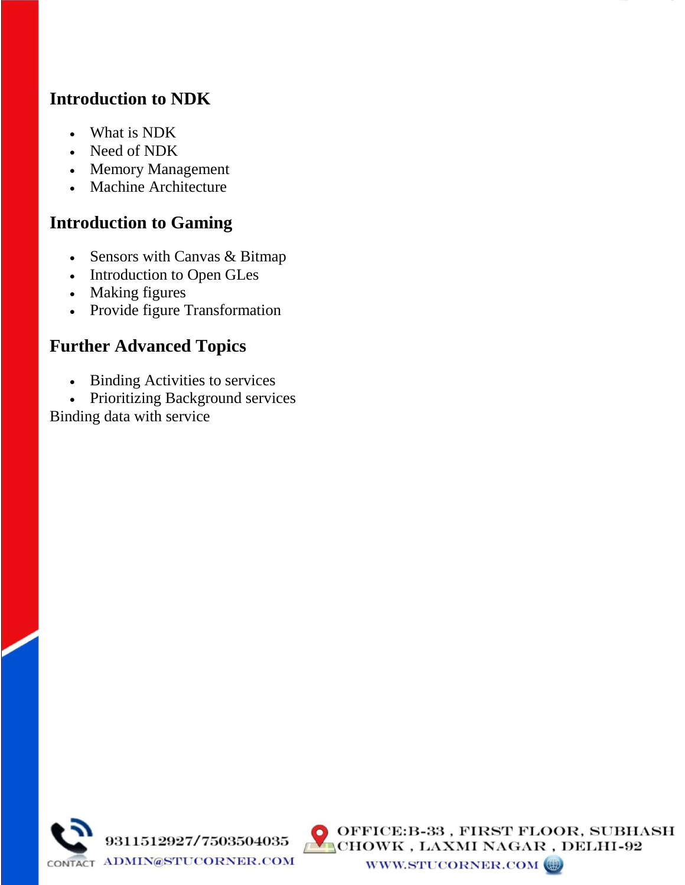## Introduction to NDK

- What is NDK
- Need of NDK
- Memory Management
- Machine Architecture

## Introduction to Gaming

- Sensors with Canvas & Bitmap
- Introduction to Open GLes
- Making figures
- Provide figure Transformation

## Further Advanced Topics

- Binding Activities to services
- Prioritizing Background services

Binding data with service